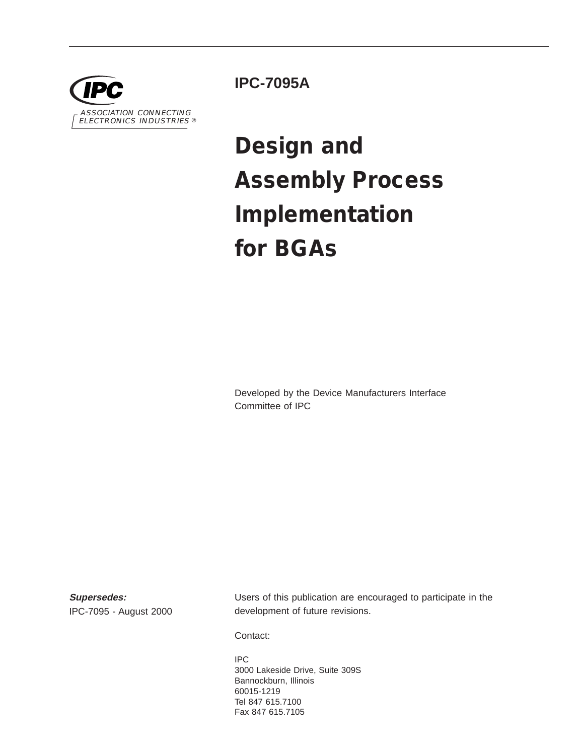IPC

ASSOCIATION CONNECTING ELECTRONICS INDUSTRIES ®

**IPC-7095A**

# Design and Assembly Process Implementation for BGAs

Developed by the Device Manufacturers Interface Committee of IPC

***Supersedes:***
IPC-7095 - August 2000

Users of this publication are encouraged to participate in the development of future revisions.

Contact:

IPC
3000 Lakeside Drive, Suite 309S
Bannockburn, Illinois
60015-1219
Tel 847 615.7100
Fax 847 615.7105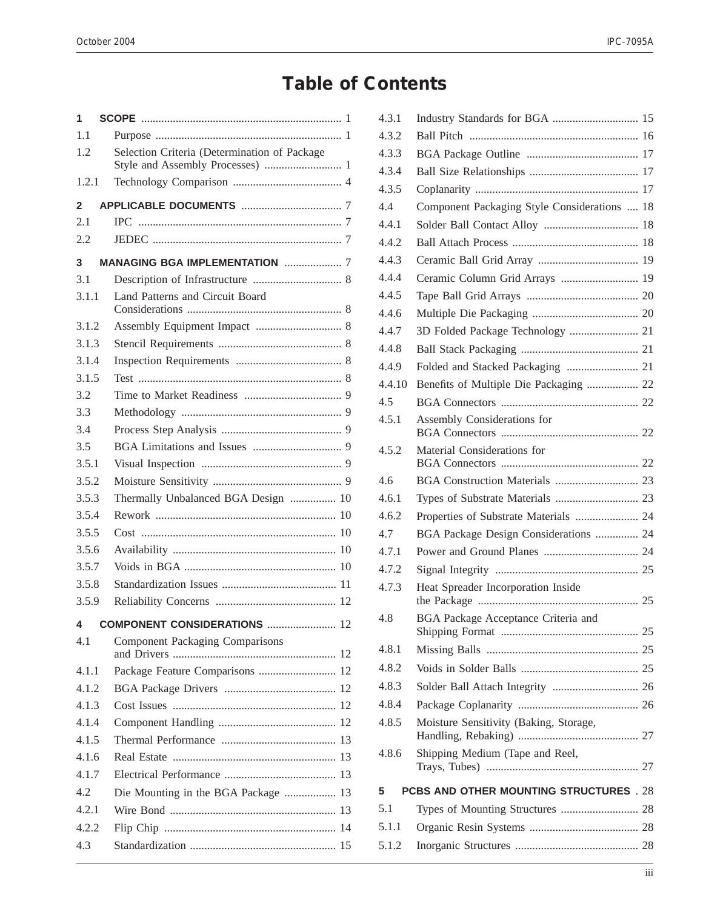# Table of Contents

**1 SCOPE** ..... 1

1.1 Purpose ..... 1

1.2 Selection Criteria (Determination of Package Style and Assembly Processes) ..... 1

1.2.1 Technology Comparison ..... 4

**2 APPLICABLE DOCUMENTS** ..... 7

2.1 IPC ..... 7

2.2 JEDEC ..... 7

**3 MANAGING BGA IMPLEMENTATION** ..... 7

3.1 Description of Infrastructure ..... 8

3.1.1 Land Patterns and Circuit Board Considerations ..... 8

3.1.2 Assembly Equipment Impact ..... 8

3.1.3 Stencil Requirements ..... 8

3.1.4 Inspection Requirements ..... 8

3.1.5 Test ..... 8

3.2 Time to Market Readiness ..... 9

3.3 Methodology ..... 9

3.4 Process Step Analysis ..... 9

3.5 BGA Limitations and Issues ..... 9

3.5.1 Visual Inspection ..... 9

3.5.2 Moisture Sensitivity ..... 9

3.5.3 Thermally Unbalanced BGA Design ..... 10

3.5.4 Rework ..... 10

3.5.5 Cost ..... 10

3.5.6 Availability ..... 10

3.5.7 Voids in BGA ..... 10

3.5.8 Standardization Issues ..... 11

3.5.9 Reliability Concerns ..... 12

**4 COMPONENT CONSIDERATIONS** ..... 12

4.1 Component Packaging Comparisons and Drivers ..... 12

4.1.1 Package Feature Comparisons ..... 12

4.1.2 BGA Package Drivers ..... 12

4.1.3 Cost Issues ..... 12

4.1.4 Component Handling ..... 12

4.1.5 Thermal Performance ..... 13

4.1.6 Real Estate ..... 13

4.1.7 Electrical Performance ..... 13

4.2 Die Mounting in the BGA Package ..... 13

4.2.1 Wire Bond ..... 13

4.2.2 Flip Chip ..... 14

4.3 Standardization ..... 15

4.3.1 Industry Standards for BGA ..... 15

4.3.2 Ball Pitch ..... 16

4.3.3 BGA Package Outline ..... 17

4.3.4 Ball Size Relationships ..... 17

4.3.5 Coplanarity ..... 17

4.4 Component Packaging Style Considerations ..... 18

4.4.1 Solder Ball Contact Alloy ..... 18

4.4.2 Ball Attach Process ..... 18

4.4.3 Ceramic Ball Grid Array ..... 19

4.4.4 Ceramic Column Grid Arrays ..... 19

4.4.5 Tape Ball Grid Arrays ..... 20

4.4.6 Multiple Die Packaging ..... 20

4.4.7 3D Folded Package Technology ..... 21

4.4.8 Ball Stack Packaging ..... 21

4.4.9 Folded and Stacked Packaging ..... 21

4.4.10 Benefits of Multiple Die Packaging ..... 22

4.5 BGA Connectors ..... 22

4.5.1 Assembly Considerations for BGA Connectors ..... 22

4.5.2 Material Considerations for BGA Connectors ..... 22

4.6 BGA Construction Materials ..... 23

4.6.1 Types of Substrate Materials ..... 23

4.6.2 Properties of Substrate Materials ..... 24

4.7 BGA Package Design Considerations ..... 24

4.7.1 Power and Ground Planes ..... 24

4.7.2 Signal Integrity ..... 25

4.7.3 Heat Spreader Incorporation Inside the Package ..... 25

4.8 BGA Package Acceptance Criteria and Shipping Format ..... 25

4.8.1 Missing Balls ..... 25

4.8.2 Voids in Solder Balls ..... 25

4.8.3 Solder Ball Attach Integrity ..... 26

4.8.4 Package Coplanarity ..... 26

4.8.5 Moisture Sensitivity (Baking, Storage, Handling, Rebaking) ..... 27

4.8.6 Shipping Medium (Tape and Reel, Trays, Tubes) ..... 27

**5 PCBS AND OTHER MOUNTING STRUCTURES** ..... 28

5.1 Types of Mounting Structures ..... 28

5.1.1 Organic Resin Systems ..... 28

5.1.2 Inorganic Structures ..... 28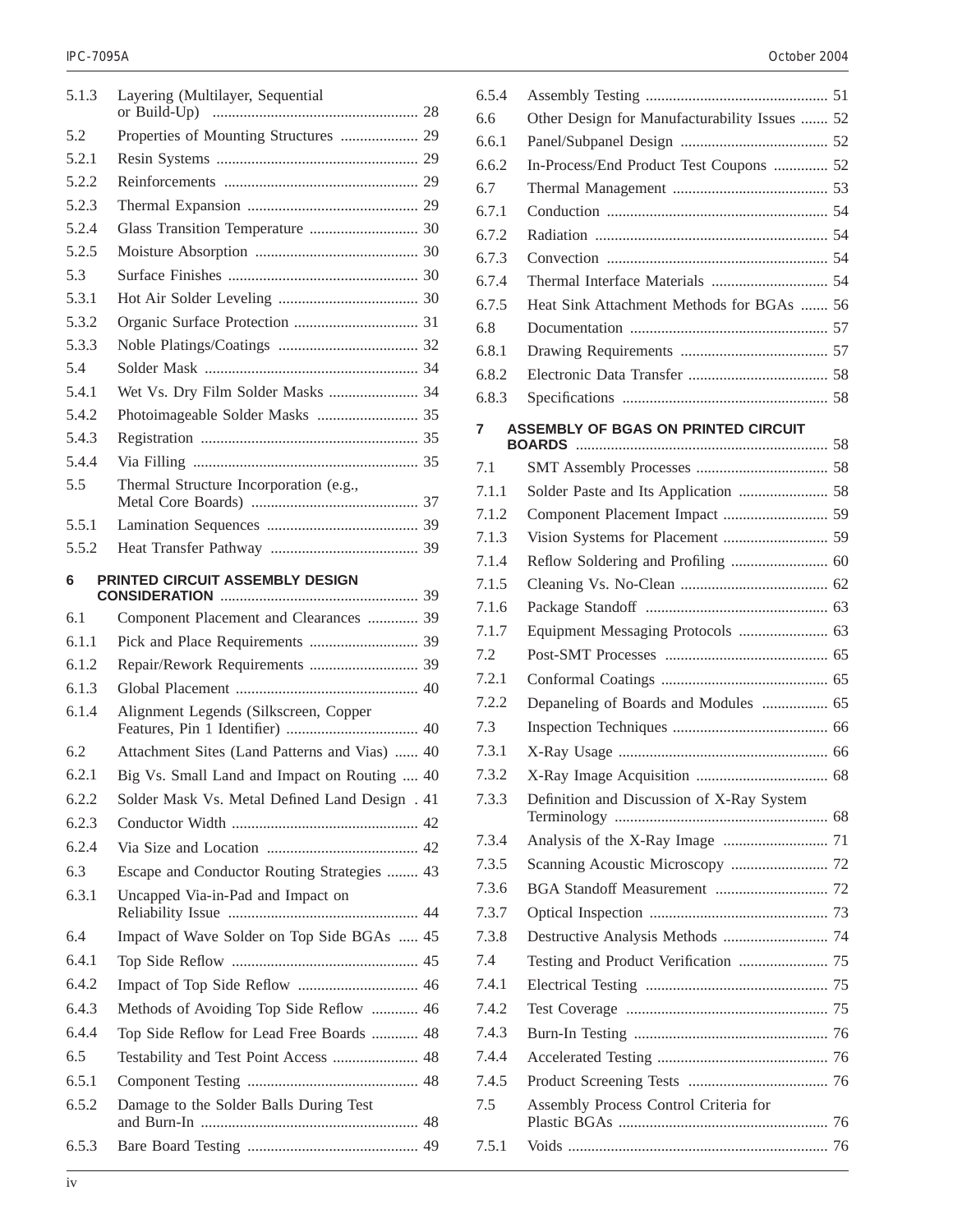| | | |
|---|---|---|
| 5.1.3 | Layering (Multilayer, Sequential or Build-Up) | 28 |
| 5.2 | Properties of Mounting Structures | 29 |
| 5.2.1 | Resin Systems | 29 |
| 5.2.2 | Reinforcements | 29 |
| 5.2.3 | Thermal Expansion | 29 |
| 5.2.4 | Glass Transition Temperature | 30 |
| 5.2.5 | Moisture Absorption | 30 |
| 5.3 | Surface Finishes | 30 |
| 5.3.1 | Hot Air Solder Leveling | 30 |
| 5.3.2 | Organic Surface Protection | 31 |
| 5.3.3 | Noble Platings/Coatings | 32 |
| 5.4 | Solder Mask | 34 |
| 5.4.1 | Wet Vs. Dry Film Solder Masks | 34 |
| 5.4.2 | Photoimageable Solder Masks | 35 |
| 5.4.3 | Registration | 35 |
| 5.4.4 | Via Filling | 35 |
| 5.5 | Thermal Structure Incorporation (e.g., Metal Core Boards) | 37 |
| 5.5.1 | Lamination Sequences | 39 |
| 5.5.2 | Heat Transfer Pathway | 39 |
| **6** | **PRINTED CIRCUIT ASSEMBLY DESIGN CONSIDERATION** | 39 |
| 6.1 | Component Placement and Clearances | 39 |
| 6.1.1 | Pick and Place Requirements | 39 |
| 6.1.2 | Repair/Rework Requirements | 39 |
| 6.1.3 | Global Placement | 40 |
| 6.1.4 | Alignment Legends (Silkscreen, Copper Features, Pin 1 Identifier) | 40 |
| 6.2 | Attachment Sites (Land Patterns and Vias) | 40 |
| 6.2.1 | Big Vs. Small Land and Impact on Routing | 40 |
| 6.2.2 | Solder Mask Vs. Metal Defined Land Design | 41 |
| 6.2.3 | Conductor Width | 42 |
| 6.2.4 | Via Size and Location | 42 |
| 6.3 | Escape and Conductor Routing Strategies | 43 |
| 6.3.1 | Uncapped Via-in-Pad and Impact on Reliability Issue | 44 |
| 6.4 | Impact of Wave Solder on Top Side BGAs | 45 |
| 6.4.1 | Top Side Reflow | 45 |
| 6.4.2 | Impact of Top Side Reflow | 46 |
| 6.4.3 | Methods of Avoiding Top Side Reflow | 46 |
| 6.4.4 | Top Side Reflow for Lead Free Boards | 48 |
| 6.5 | Testability and Test Point Access | 48 |
| 6.5.1 | Component Testing | 48 |
| 6.5.2 | Damage to the Solder Balls During Test and Burn-In | 48 |
| 6.5.3 | Bare Board Testing | 49 |
| 6.5.4 | Assembly Testing | 51 |
| 6.6 | Other Design for Manufacturability Issues | 52 |
| 6.6.1 | Panel/Subpanel Design | 52 |
| 6.6.2 | In-Process/End Product Test Coupons | 52 |
| 6.7 | Thermal Management | 53 |
| 6.7.1 | Conduction | 54 |
| 6.7.2 | Radiation | 54 |
| 6.7.3 | Convection | 54 |
| 6.7.4 | Thermal Interface Materials | 54 |
| 6.7.5 | Heat Sink Attachment Methods for BGAs | 56 |
| 6.8 | Documentation | 57 |
| 6.8.1 | Drawing Requirements | 57 |
| 6.8.2 | Electronic Data Transfer | 58 |
| 6.8.3 | Specifications | 58 |
| **7** | **ASSEMBLY OF BGAS ON PRINTED CIRCUIT BOARDS** | 58 |
| 7.1 | SMT Assembly Processes | 58 |
| 7.1.1 | Solder Paste and Its Application | 58 |
| 7.1.2 | Component Placement Impact | 59 |
| 7.1.3 | Vision Systems for Placement | 59 |
| 7.1.4 | Reflow Soldering and Profiling | 60 |
| 7.1.5 | Cleaning Vs. No-Clean | 62 |
| 7.1.6 | Package Standoff | 63 |
| 7.1.7 | Equipment Messaging Protocols | 63 |
| 7.2 | Post-SMT Processes | 65 |
| 7.2.1 | Conformal Coatings | 65 |
| 7.2.2 | Depaneling of Boards and Modules | 65 |
| 7.3 | Inspection Techniques | 66 |
| 7.3.1 | X-Ray Usage | 66 |
| 7.3.2 | X-Ray Image Acquisition | 68 |
| 7.3.3 | Definition and Discussion of X-Ray System Terminology | 68 |
| 7.3.4 | Analysis of the X-Ray Image | 71 |
| 7.3.5 | Scanning Acoustic Microscopy | 72 |
| 7.3.6 | BGA Standoff Measurement | 72 |
| 7.3.7 | Optical Inspection | 73 |
| 7.3.8 | Destructive Analysis Methods | 74 |
| 7.4 | Testing and Product Verification | 75 |
| 7.4.1 | Electrical Testing | 75 |
| 7.4.2 | Test Coverage | 75 |
| 7.4.3 | Burn-In Testing | 76 |
| 7.4.4 | Accelerated Testing | 76 |
| 7.4.5 | Product Screening Tests | 76 |
| 7.5 | Assembly Process Control Criteria for Plastic BGAs | 76 |
| 7.5.1 | Voids | 76 |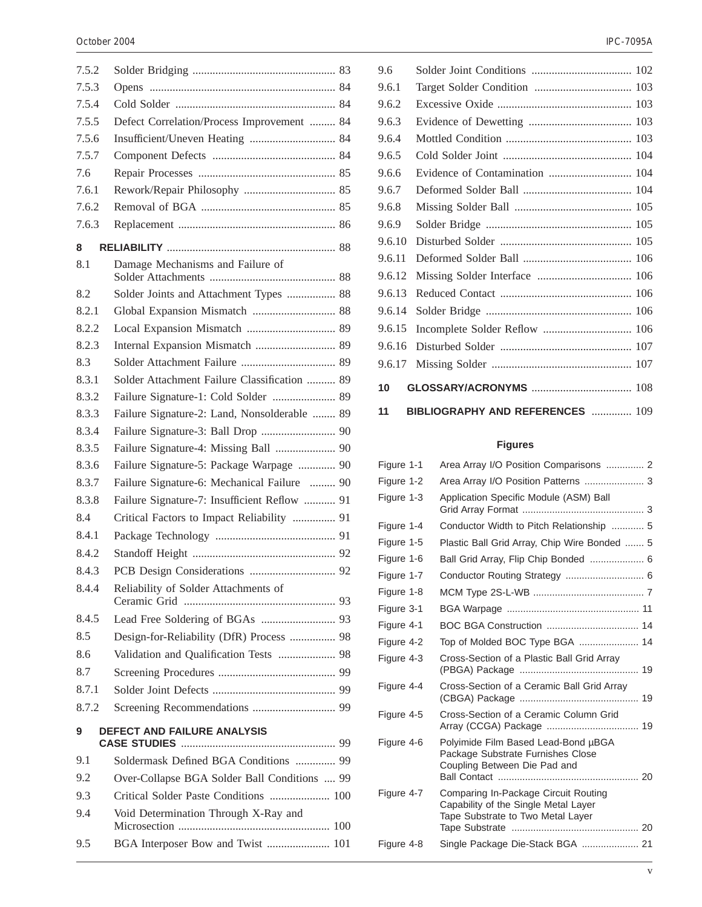7.5.2 Solder Bridging .................................................. 83
7.5.3 Opens ................................................................ 84
7.5.4 Cold Solder ....................................................... 84
7.5.5 Defect Correlation/Process Improvement ......... 84
7.5.6 Insufficient/Uneven Heating ............................. 84
7.5.7 Component Defects .......................................... 84
7.6 Repair Processes ................................................ 85
7.6.1 Rework/Repair Philosophy ................................ 85
7.6.2 Removal of BGA ............................................... 85
7.6.3 Replacement ...................................................... 86

**8 RELIABILITY** .......................................................... 88
8.1 Damage Mechanisms and Failure of Solder Attachments ............................................ 88
8.2 Solder Joints and Attachment Types ................. 88
8.2.1 Global Expansion Mismatch ............................. 88
8.2.2 Local Expansion Mismatch ............................... 89
8.2.3 Internal Expansion Mismatch ............................ 89
8.3 Solder Attachment Failure ................................. 89
8.3.1 Solder Attachment Failure Classification .......... 89
8.3.2 Failure Signature-1: Cold Solder ...................... 89
8.3.3 Failure Signature-2: Land, Nonsolderable ........ 89
8.3.4 Failure Signature-3: Ball Drop .......................... 90
8.3.5 Failure Signature-4: Missing Ball ..................... 90
8.3.6 Failure Signature-5: Package Warpage ............. 90
8.3.7 Failure Signature-6: Mechanical Failure ......... 90
8.3.8 Failure Signature-7: Insufficient Reflow ........... 91
8.4 Critical Factors to Impact Reliability ............... 91
8.4.1 Package Technology .......................................... 91
8.4.2 Standoff Height .................................................. 92
8.4.3 PCB Design Considerations .............................. 92
8.4.4 Reliability of Solder Attachments of Ceramic Grid ..................................................... 93
8.4.5 Lead Free Soldering of BGAs .......................... 93
8.5 Design-for-Reliability (DfR) Process ................ 98
8.6 Validation and Qualification Tests .................... 98
8.7 Screening Procedures ......................................... 99
8.7.1 Solder Joint Defects ........................................... 99
8.7.2 Screening Recommendations ............................. 99

**9 DEFECT AND FAILURE ANALYSIS CASE STUDIES** ...................................................... 99
9.1 Soldermask Defined BGA Conditions .............. 99
9.2 Over-Collapse BGA Solder Ball Conditions .... 99
9.3 Critical Solder Paste Conditions ..................... 100
9.4 Void Determination Through X-Ray and Microsection ..................................................... 100
9.5 BGA Interposer Bow and Twist ...................... 101
9.6 Solder Joint Conditions ................................... 102
9.6.1 Target Solder Condition .................................. 103
9.6.2 Excessive Oxide ............................................... 103
9.6.3 Evidence of Dewetting .................................... 103
9.6.4 Mottled Condition ............................................ 103
9.6.5 Cold Solder Joint ............................................. 104
9.6.6 Evidence of Contamination ............................. 104
9.6.7 Deformed Solder Ball ...................................... 104
9.6.8 Missing Solder Ball ......................................... 105
9.6.9 Solder Bridge ................................................... 105
9.6.10 Disturbed Solder .............................................. 105
9.6.11 Deformed Solder Ball ...................................... 106
9.6.12 Missing Solder Interface ................................. 106
9.6.13 Reduced Contact .............................................. 106
9.6.14 Solder Bridge ................................................... 106
9.6.15 Incomplete Solder Reflow ............................... 106
9.6.16 Disturbed Solder .............................................. 107
9.6.17 Missing Solder ................................................. 107

**10 GLOSSARY/ACRONYMS** ................................... 108

**11 BIBLIOGRAPHY AND REFERENCES** .............. 109

**Figures**

Figure 1-1 Area Array I/O Position Comparisons .............. 2
Figure 1-2 Area Array I/O Position Patterns ...................... 3
Figure 1-3 Application Specific Module (ASM) Ball Grid Array Format ............................................. 3
Figure 1-4 Conductor Width to Pitch Relationship ............ 5
Figure 1-5 Plastic Ball Grid Array, Chip Wire Bonded ....... 5
Figure 1-6 Ball Grid Array, Flip Chip Bonded .................... 6
Figure 1-7 Conductor Routing Strategy ............................. 6
Figure 1-8 MCM Type 2S-L-WB ......................................... 7
Figure 3-1 BGA Warpage ................................................. 11
Figure 4-1 BOC BGA Construction .................................. 14
Figure 4-2 Top of Molded BOC Type BGA ...................... 14
Figure 4-3 Cross-Section of a Plastic Ball Grid Array (PBGA) Package ............................................ 19
Figure 4-4 Cross-Section of a Ceramic Ball Grid Array (CBGA) Package ............................................ 19
Figure 4-5 Cross-Section of a Ceramic Column Grid Array (CCGA) Package .................................. 19
Figure 4-6 Polyimide Film Based Lead-Bond µBGA Package Substrate Furnishes Close Coupling Between Die Pad and Ball Contact .................................................... 20
Figure 4-7 Comparing In-Package Circuit Routing Capability of the Single Metal Layer Tape Substrate to Two Metal Layer Tape Substrate ............................................... 20
Figure 4-8 Single Package Die-Stack BGA ..................... 21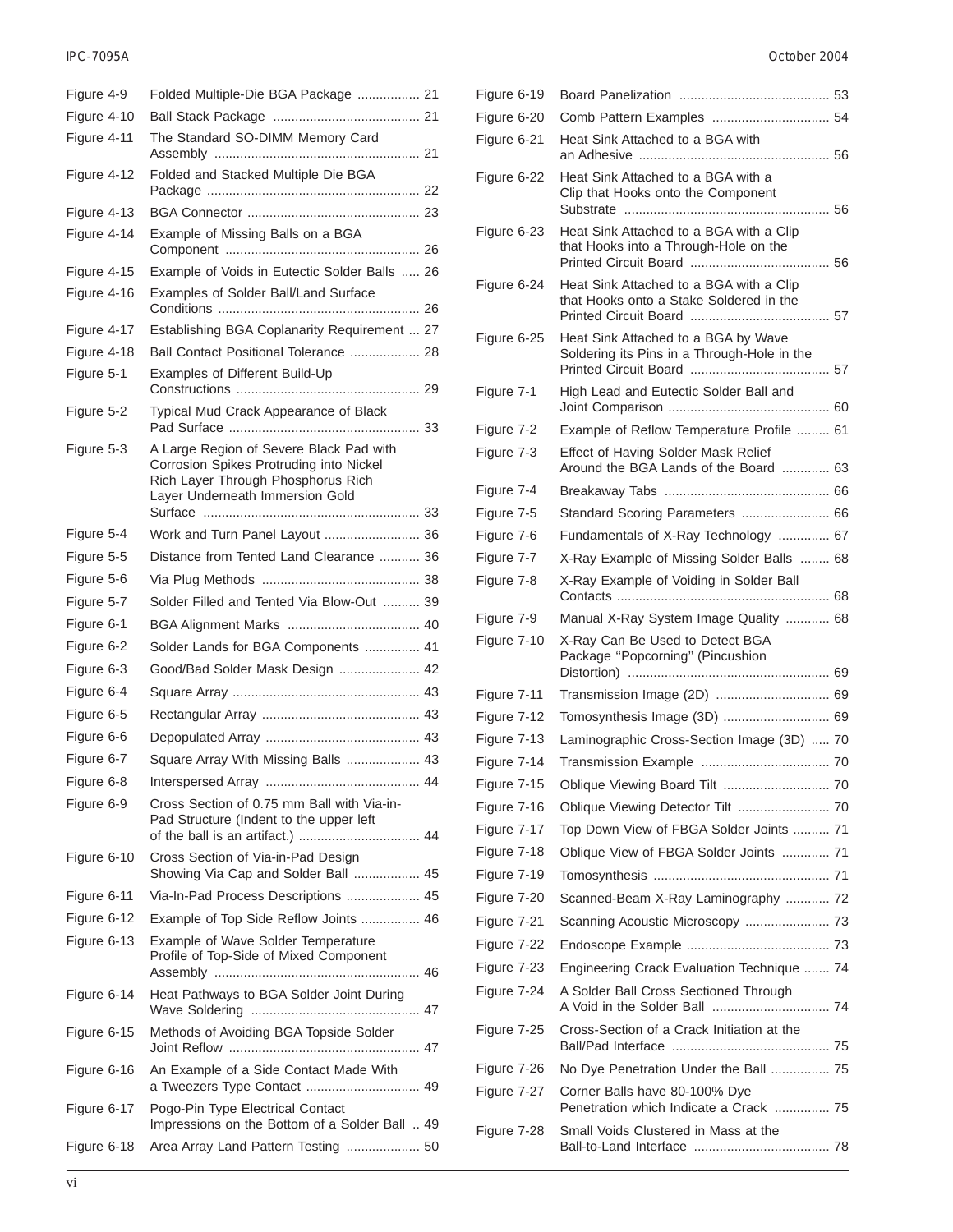| | | |
|---|---|---|
| Figure 4-9 | Folded Multiple-Die BGA Package | 21 |
| Figure 4-10 | Ball Stack Package | 21 |
| Figure 4-11 | The Standard SO-DIMM Memory Card Assembly | 21 |
| Figure 4-12 | Folded and Stacked Multiple Die BGA Package | 22 |
| Figure 4-13 | BGA Connector | 23 |
| Figure 4-14 | Example of Missing Balls on a BGA Component | 26 |
| Figure 4-15 | Example of Voids in Eutectic Solder Balls | 26 |
| Figure 4-16 | Examples of Solder Ball/Land Surface Conditions | 26 |
| Figure 4-17 | Establishing BGA Coplanarity Requirement | 27 |
| Figure 4-18 | Ball Contact Positional Tolerance | 28 |
| Figure 5-1 | Examples of Different Build-Up Constructions | 29 |
| Figure 5-2 | Typical Mud Crack Appearance of Black Pad Surface | 33 |
| Figure 5-3 | A Large Region of Severe Black Pad with Corrosion Spikes Protruding into Nickel Rich Layer Through Phosphorus Rich Layer Underneath Immersion Gold Surface | 33 |
| Figure 5-4 | Work and Turn Panel Layout | 36 |
| Figure 5-5 | Distance from Tented Land Clearance | 36 |
| Figure 5-6 | Via Plug Methods | 38 |
| Figure 5-7 | Solder Filled and Tented Via Blow-Out | 39 |
| Figure 6-1 | BGA Alignment Marks | 40 |
| Figure 6-2 | Solder Lands for BGA Components | 41 |
| Figure 6-3 | Good/Bad Solder Mask Design | 42 |
| Figure 6-4 | Square Array | 43 |
| Figure 6-5 | Rectangular Array | 43 |
| Figure 6-6 | Depopulated Array | 43 |
| Figure 6-7 | Square Array With Missing Balls | 43 |
| Figure 6-8 | Interspersed Array | 44 |
| Figure 6-9 | Cross Section of 0.75 mm Ball with Via-in-Pad Structure (Indent to the upper left of the ball is an artifact.) | 44 |
| Figure 6-10 | Cross Section of Via-in-Pad Design Showing Via Cap and Solder Ball | 45 |
| Figure 6-11 | Via-In-Pad Process Descriptions | 45 |
| Figure 6-12 | Example of Top Side Reflow Joints | 46 |
| Figure 6-13 | Example of Wave Solder Temperature Profile of Top-Side of Mixed Component Assembly | 46 |
| Figure 6-14 | Heat Pathways to BGA Solder Joint During Wave Soldering | 47 |
| Figure 6-15 | Methods of Avoiding BGA Topside Solder Joint Reflow | 47 |
| Figure 6-16 | An Example of a Side Contact Made With a Tweezers Type Contact | 49 |
| Figure 6-17 | Pogo-Pin Type Electrical Contact Impressions on the Bottom of a Solder Ball | 49 |
| Figure 6-18 | Area Array Land Pattern Testing | 50 |
| Figure 6-19 | Board Panelization | 53 |
| Figure 6-20 | Comb Pattern Examples | 54 |
| Figure 6-21 | Heat Sink Attached to a BGA with an Adhesive | 56 |
| Figure 6-22 | Heat Sink Attached to a BGA with a Clip that Hooks onto the Component Substrate | 56 |
| Figure 6-23 | Heat Sink Attached to a BGA with a Clip that Hooks into a Through-Hole on the Printed Circuit Board | 56 |
| Figure 6-24 | Heat Sink Attached to a BGA with a Clip that Hooks onto a Stake Soldered in the Printed Circuit Board | 57 |
| Figure 6-25 | Heat Sink Attached to a BGA by Wave Soldering its Pins in a Through-Hole in the Printed Circuit Board | 57 |
| Figure 7-1 | High Lead and Eutectic Solder Ball and Joint Comparison | 60 |
| Figure 7-2 | Example of Reflow Temperature Profile | 61 |
| Figure 7-3 | Effect of Having Solder Mask Relief Around the BGA Lands of the Board | 63 |
| Figure 7-4 | Breakaway Tabs | 66 |
| Figure 7-5 | Standard Scoring Parameters | 66 |
| Figure 7-6 | Fundamentals of X-Ray Technology | 67 |
| Figure 7-7 | X-Ray Example of Missing Solder Balls | 68 |
| Figure 7-8 | X-Ray Example of Voiding in Solder Ball Contacts | 68 |
| Figure 7-9 | Manual X-Ray System Image Quality | 68 |
| Figure 7-10 | X-Ray Can Be Used to Detect BGA Package "Popcorning" (Pincushion Distortion) | 69 |
| Figure 7-11 | Transmission Image (2D) | 69 |
| Figure 7-12 | Tomosynthesis Image (3D) | 69 |
| Figure 7-13 | Laminographic Cross-Section Image (3D) | 70 |
| Figure 7-14 | Transmission Example | 70 |
| Figure 7-15 | Oblique Viewing Board Tilt | 70 |
| Figure 7-16 | Oblique Viewing Detector Tilt | 70 |
| Figure 7-17 | Top Down View of FBGA Solder Joints | 71 |
| Figure 7-18 | Oblique View of FBGA Solder Joints | 71 |
| Figure 7-19 | Tomosynthesis | 71 |
| Figure 7-20 | Scanned-Beam X-Ray Laminography | 72 |
| Figure 7-21 | Scanning Acoustic Microscopy | 73 |
| Figure 7-22 | Endoscope Example | 73 |
| Figure 7-23 | Engineering Crack Evaluation Technique | 74 |
| Figure 7-24 | A Solder Ball Cross Sectioned Through A Void in the Solder Ball | 74 |
| Figure 7-25 | Cross-Section of a Crack Initiation at the Ball/Pad Interface | 75 |
| Figure 7-26 | No Dye Penetration Under the Ball | 75 |
| Figure 7-27 | Corner Balls have 80-100% Dye Penetration which Indicate a Crack | 75 |
| Figure 7-28 | Small Voids Clustered in Mass at the Ball-to-Land Interface | 78 |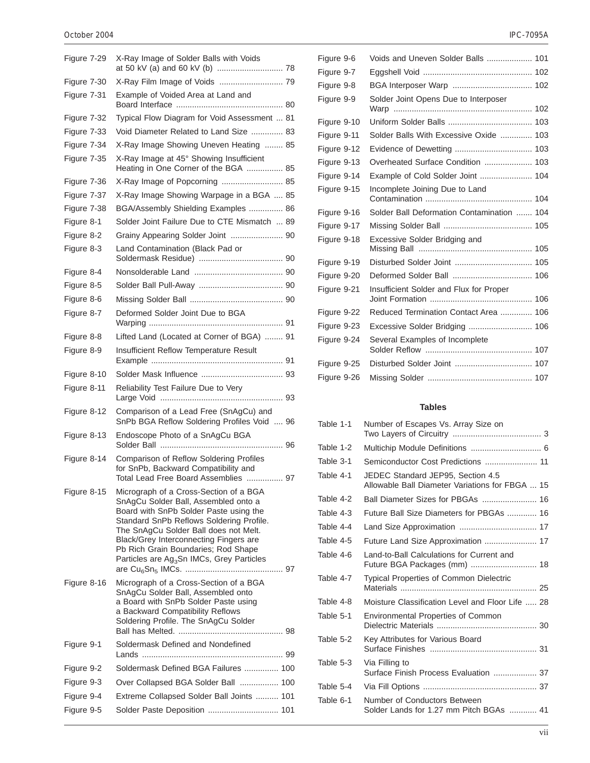| | | |
|---|---|---|
| Figure 7-29 | X-Ray Image of Solder Balls with Voids at 50 kV (a) and 60 kV (b) | 78 |
| Figure 7-30 | X-Ray Film Image of Voids | 79 |
| Figure 7-31 | Example of Voided Area at Land and Board Interface | 80 |
| Figure 7-32 | Typical Flow Diagram for Void Assessment | 81 |
| Figure 7-33 | Void Diameter Related to Land Size | 83 |
| Figure 7-34 | X-Ray Image Showing Uneven Heating | 85 |
| Figure 7-35 | X-Ray Image at 45° Showing Insufficient Heating in One Corner of the BGA | 85 |
| Figure 7-36 | X-Ray Image of Popcorning | 85 |
| Figure 7-37 | X-Ray Image Showing Warpage in a BGA | 85 |
| Figure 7-38 | BGA/Assembly Shielding Examples | 86 |
| Figure 8-1 | Solder Joint Failure Due to CTE Mismatch | 89 |
| Figure 8-2 | Grainy Appearing Solder Joint | 90 |
| Figure 8-3 | Land Contamination (Black Pad or Soldermask Residue) | 90 |
| Figure 8-4 | Nonsolderable Land | 90 |
| Figure 8-5 | Solder Ball Pull-Away | 90 |
| Figure 8-6 | Missing Solder Ball | 90 |
| Figure 8-7 | Deformed Solder Joint Due to BGA Warping | 91 |
| Figure 8-8 | Lifted Land (Located at Corner of BGA) | 91 |
| Figure 8-9 | Insufficient Reflow Temperature Result Example | 91 |
| Figure 8-10 | Solder Mask Influence | 93 |
| Figure 8-11 | Reliability Test Failure Due to Very Large Void | 93 |
| Figure 8-12 | Comparison of a Lead Free (SnAgCu) and SnPb BGA Reflow Soldering Profiles Void | 96 |
| Figure 8-13 | Endoscope Photo of a SnAgCu BGA Solder Ball | 96 |
| Figure 8-14 | Comparison of Reflow Soldering Profiles for SnPb, Backward Compatibility and Total Lead Free Board Assemblies | 97 |
| Figure 8-15 | Micrograph of a Cross-Section of a BGA SnAgCu Solder Ball, Assembled onto a Board with SnPb Solder Paste using the Standard SnPb Reflows Soldering Profile. The SnAgCu Solder Ball does not Melt. Black/Grey Interconnecting Fingers are Pb Rich Grain Boundaries; Rod Shape Particles are $Ag_3Sn$ IMCs, Grey Particles are $Cu_6Sn_5$ IMCs. | 97 |
| Figure 8-16 | Micrograph of a Cross-Section of a BGA SnAgCu Solder Ball, Assembled onto a Board with SnPb Solder Paste using a Backward Compatibility Reflows Soldering Profile. The SnAgCu Solder Ball has Melted. | 98 |
| Figure 9-1 | Soldermask Defined and Nondefined Lands | 99 |
| Figure 9-2 | Soldermask Defined BGA Failures | 100 |
| Figure 9-3 | Over Collapsed BGA Solder Ball | 100 |
| Figure 9-4 | Extreme Collapsed Solder Ball Joints | 101 |
| Figure 9-5 | Solder Paste Deposition | 101 |
| Figure 9-6 | Voids and Uneven Solder Balls | 101 |
| Figure 9-7 | Eggshell Void | 102 |
| Figure 9-8 | BGA Interposer Warp | 102 |
| Figure 9-9 | Solder Joint Opens Due to Interposer Warp | 102 |
| Figure 9-10 | Uniform Solder Balls | 103 |
| Figure 9-11 | Solder Balls With Excessive Oxide | 103 |
| Figure 9-12 | Evidence of Dewetting | 103 |
| Figure 9-13 | Overheated Surface Condition | 103 |
| Figure 9-14 | Example of Cold Solder Joint | 104 |
| Figure 9-15 | Incomplete Joining Due to Land Contamination | 104 |
| Figure 9-16 | Solder Ball Deformation Contamination | 104 |
| Figure 9-17 | Missing Solder Ball | 105 |
| Figure 9-18 | Excessive Solder Bridging and Missing Ball | 105 |
| Figure 9-19 | Disturbed Solder Joint | 105 |
| Figure 9-20 | Deformed Solder Ball | 106 |
| Figure 9-21 | Insufficient Solder and Flux for Proper Joint Formation | 106 |
| Figure 9-22 | Reduced Termination Contact Area | 106 |
| Figure 9-23 | Excessive Solder Bridging | 106 |
| Figure 9-24 | Several Examples of Incomplete Solder Reflow | 107 |
| Figure 9-25 | Disturbed Solder Joint | 107 |
| Figure 9-26 | Missing Solder | 107 |

## Tables

| | | |
|---|---|---|
| Table 1-1 | Number of Escapes Vs. Array Size on Two Layers of Circuitry | 3 |
| Table 1-2 | Multichip Module Definitions | 6 |
| Table 3-1 | Semiconductor Cost Predictions | 11 |
| Table 4-1 | JEDEC Standard JEP95, Section 4.5 Allowable Ball Diameter Variations for FBGA | 15 |
| Table 4-2 | Ball Diameter Sizes for PBGAs | 16 |
| Table 4-3 | Future Ball Size Diameters for PBGAs | 16 |
| Table 4-4 | Land Size Approximation | 17 |
| Table 4-5 | Future Land Size Approximation | 17 |
| Table 4-6 | Land-to-Ball Calculations for Current and Future BGA Packages (mm) | 18 |
| Table 4-7 | Typical Properties of Common Dielectric Materials | 25 |
| Table 4-8 | Moisture Classification Level and Floor Life | 28 |
| Table 5-1 | Environmental Properties of Common Dielectric Materials | 30 |
| Table 5-2 | Key Attributes for Various Board Surface Finishes | 31 |
| Table 5-3 | Via Filling to Surface Finish Process Evaluation | 37 |
| Table 5-4 | Via Fill Options | 37 |
| Table 6-1 | Number of Conductors Between Solder Lands for 1.27 mm Pitch BGAs | 41 |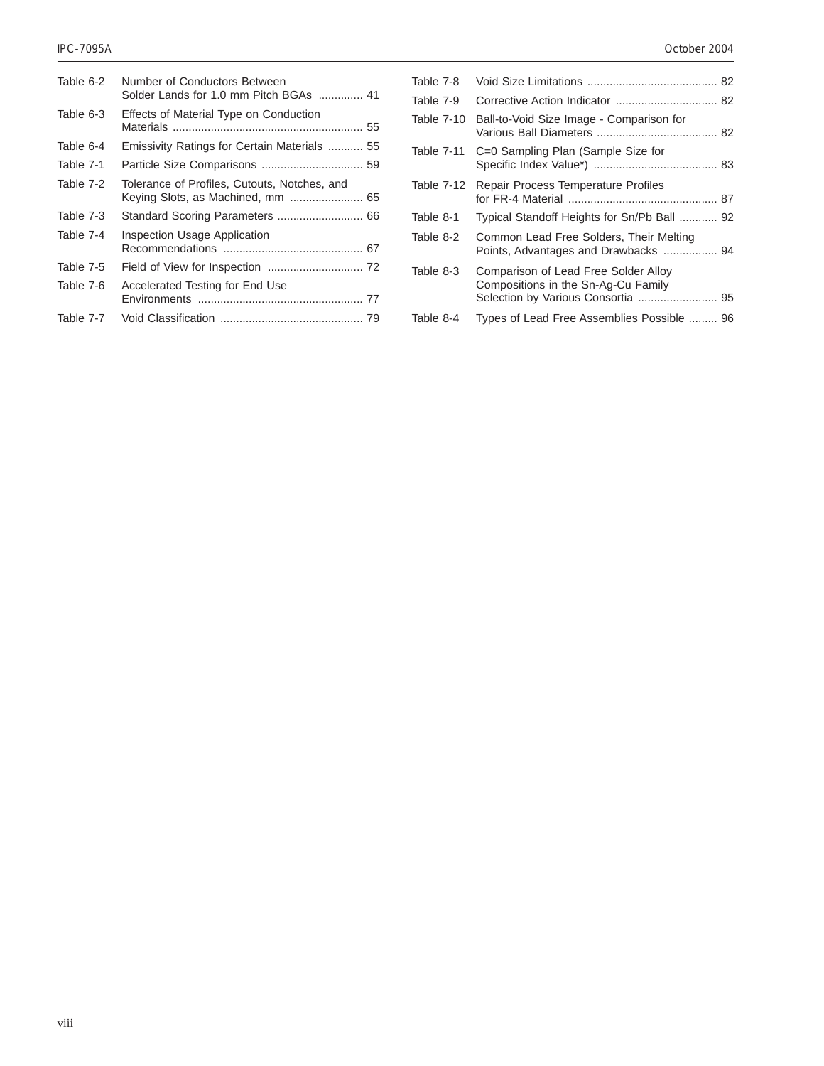| | | |
|---|---|---|
| Table 6-2 | Number of Conductors Between Solder Lands for 1.0 mm Pitch BGAs | 41 |
| Table 6-3 | Effects of Material Type on Conduction Materials | 55 |
| Table 6-4 | Emissivity Ratings for Certain Materials | 55 |
| Table 7-1 | Particle Size Comparisons | 59 |
| Table 7-2 | Tolerance of Profiles, Cutouts, Notches, and Keying Slots, as Machined, mm | 65 |
| Table 7-3 | Standard Scoring Parameters | 66 |
| Table 7-4 | Inspection Usage Application Recommendations | 67 |
| Table 7-5 | Field of View for Inspection | 72 |
| Table 7-6 | Accelerated Testing for End Use Environments | 77 |
| Table 7-7 | Void Classification | 79 |
| Table 7-8 | Void Size Limitations | 82 |
| Table 7-9 | Corrective Action Indicator | 82 |
| Table 7-10 | Ball-to-Void Size Image - Comparison for Various Ball Diameters | 82 |
| Table 7-11 | C=0 Sampling Plan (Sample Size for Specific Index Value*) | 83 |
| Table 7-12 | Repair Process Temperature Profiles for FR-4 Material | 87 |
| Table 8-1 | Typical Standoff Heights for Sn/Pb Ball | 92 |
| Table 8-2 | Common Lead Free Solders, Their Melting Points, Advantages and Drawbacks | 94 |
| Table 8-3 | Comparison of Lead Free Solder Alloy Compositions in the Sn-Ag-Cu Family Selection by Various Consortia | 95 |
| Table 8-4 | Types of Lead Free Assemblies Possible | 96 |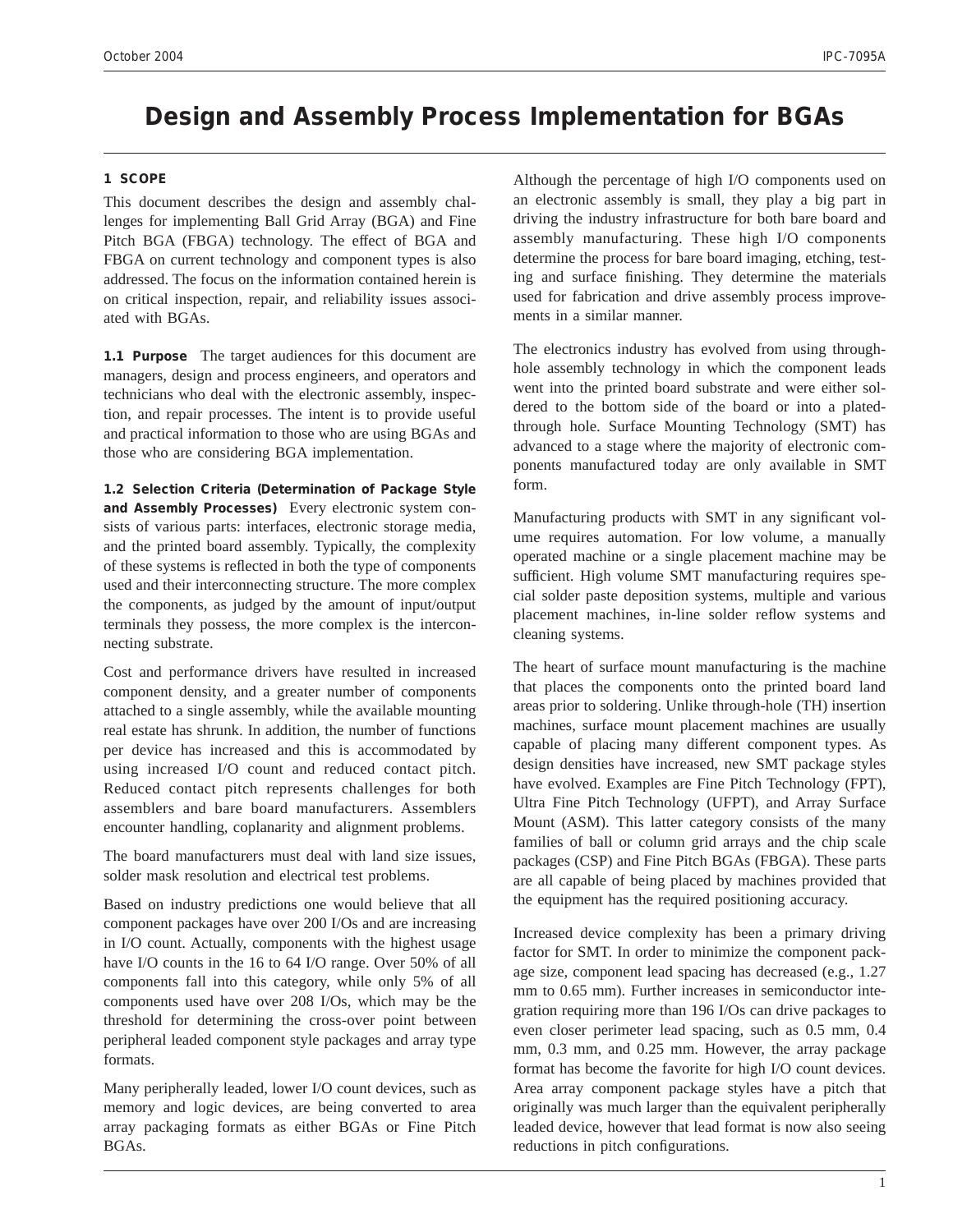# Design and Assembly Process Implementation for BGAs

## 1 SCOPE

This document describes the design and assembly challenges for implementing Ball Grid Array (BGA) and Fine Pitch BGA (FBGA) technology. The effect of BGA and FBGA on current technology and component types is also addressed. The focus on the information contained herein is on critical inspection, repair, and reliability issues associated with BGAs.

**1.1 Purpose** The target audiences for this document are managers, design and process engineers, and operators and technicians who deal with the electronic assembly, inspection, and repair processes. The intent is to provide useful and practical information to those who are using BGAs and those who are considering BGA implementation.

**1.2 Selection Criteria (Determination of Package Style and Assembly Processes)** Every electronic system consists of various parts: interfaces, electronic storage media, and the printed board assembly. Typically, the complexity of these systems is reflected in both the type of components used and their interconnecting structure. The more complex the components, as judged by the amount of input/output terminals they possess, the more complex is the interconnecting substrate.

Cost and performance drivers have resulted in increased component density, and a greater number of components attached to a single assembly, while the available mounting real estate has shrunk. In addition, the number of functions per device has increased and this is accommodated by using increased I/O count and reduced contact pitch. Reduced contact pitch represents challenges for both assemblers and bare board manufacturers. Assemblers encounter handling, coplanarity and alignment problems.

The board manufacturers must deal with land size issues, solder mask resolution and electrical test problems.

Based on industry predictions one would believe that all component packages have over 200 I/Os and are increasing in I/O count. Actually, components with the highest usage have I/O counts in the 16 to 64 I/O range. Over 50% of all components fall into this category, while only 5% of all components used have over 208 I/Os, which may be the threshold for determining the cross-over point between peripheral leaded component style packages and array type formats.

Many peripherally leaded, lower I/O count devices, such as memory and logic devices, are being converted to area array packaging formats as either BGAs or Fine Pitch BGAs.

Although the percentage of high I/O components used on an electronic assembly is small, they play a big part in driving the industry infrastructure for both bare board and assembly manufacturing. These high I/O components determine the process for bare board imaging, etching, testing and surface finishing. They determine the materials used for fabrication and drive assembly process improvements in a similar manner.

The electronics industry has evolved from using through-hole assembly technology in which the component leads went into the printed board substrate and were either soldered to the bottom side of the board or into a plated-through hole. Surface Mounting Technology (SMT) has advanced to a stage where the majority of electronic components manufactured today are only available in SMT form.

Manufacturing products with SMT in any significant volume requires automation. For low volume, a manually operated machine or a single placement machine may be sufficient. High volume SMT manufacturing requires special solder paste deposition systems, multiple and various placement machines, in-line solder reflow systems and cleaning systems.

The heart of surface mount manufacturing is the machine that places the components onto the printed board land areas prior to soldering. Unlike through-hole (TH) insertion machines, surface mount placement machines are usually capable of placing many different component types. As design densities have increased, new SMT package styles have evolved. Examples are Fine Pitch Technology (FPT), Ultra Fine Pitch Technology (UFPT), and Array Surface Mount (ASM). This latter category consists of the many families of ball or column grid arrays and the chip scale packages (CSP) and Fine Pitch BGAs (FBGA). These parts are all capable of being placed by machines provided that the equipment has the required positioning accuracy.

Increased device complexity has been a primary driving factor for SMT. In order to minimize the component package size, component lead spacing has decreased (e.g., 1.27 mm to 0.65 mm). Further increases in semiconductor integration requiring more than 196 I/Os can drive packages to even closer perimeter lead spacing, such as 0.5 mm, 0.4 mm, 0.3 mm, and 0.25 mm. However, the array package format has become the favorite for high I/O count devices. Area array component package styles have a pitch that originally was much larger than the equivalent peripherally leaded device, however that lead format is now also seeing reductions in pitch configurations.